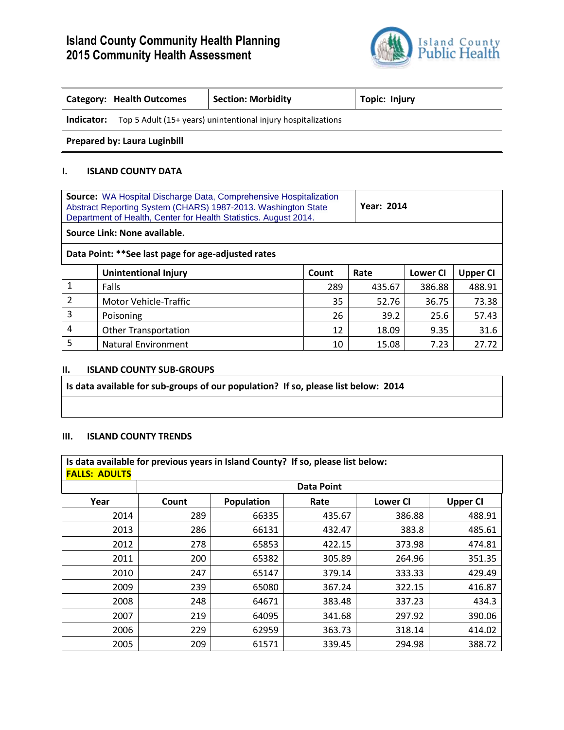# Island County Community Health Planning
# 2015 Community Health Assessment

Island County Public Health

| Category: Health Outcomes | Section: Morbidity | Topic: Injury |
|---|---|---|
| **Indicator:** Top 5 Adult (15+ years) unintentional injury hospitalizations | | |
| **Prepared by: Laura Luginbill** | | |

## I. ISLAND COUNTY DATA

**Source:** WA Hospital Discharge Data, Comprehensive Hospitalization Abstract Reporting System (CHARS) 1987-2013. Washington State Department of Health, Center for Health Statistics. August 2014.

**Year: 2014**

**Source Link: None available.**

**Data Point: **See last page for age-adjusted rates**

| | Unintentional Injury | Count | Rate | Lower CI | Upper CI |
|---|---|---|---|---|---|
| 1 | Falls | 289 | 435.67 | 386.88 | 488.91 |
| 2 | Motor Vehicle-Traffic | 35 | 52.76 | 36.75 | 73.38 |
| 3 | Poisoning | 26 | 39.2 | 25.6 | 57.43 |
| 4 | Other Transportation | 12 | 18.09 | 9.35 | 31.6 |
| 5 | Natural Environment | 10 | 15.08 | 7.23 | 27.72 |

## II. ISLAND COUNTY SUB-GROUPS

**Is data available for sub-groups of our population? If so, please list below: 2014**

## III. ISLAND COUNTY TRENDS

**Is data available for previous years in Island County? If so, please list below:**
**FALLS: ADULTS**

| | Data Point | | | | |
|---|---|---|---|---|---|
| **Year** | **Count** | **Population** | **Rate** | **Lower CI** | **Upper CI** |
| 2014 | 289 | 66335 | 435.67 | 386.88 | 488.91 |
| 2013 | 286 | 66131 | 432.47 | 383.8 | 485.61 |
| 2012 | 278 | 65853 | 422.15 | 373.98 | 474.81 |
| 2011 | 200 | 65382 | 305.89 | 264.96 | 351.35 |
| 2010 | 247 | 65147 | 379.14 | 333.33 | 429.49 |
| 2009 | 239 | 65080 | 367.24 | 322.15 | 416.87 |
| 2008 | 248 | 64671 | 383.48 | 337.23 | 434.3 |
| 2007 | 219 | 64095 | 341.68 | 297.92 | 390.06 |
| 2006 | 229 | 62959 | 363.73 | 318.14 | 414.02 |
| 2005 | 209 | 61571 | 339.45 | 294.98 | 388.72 |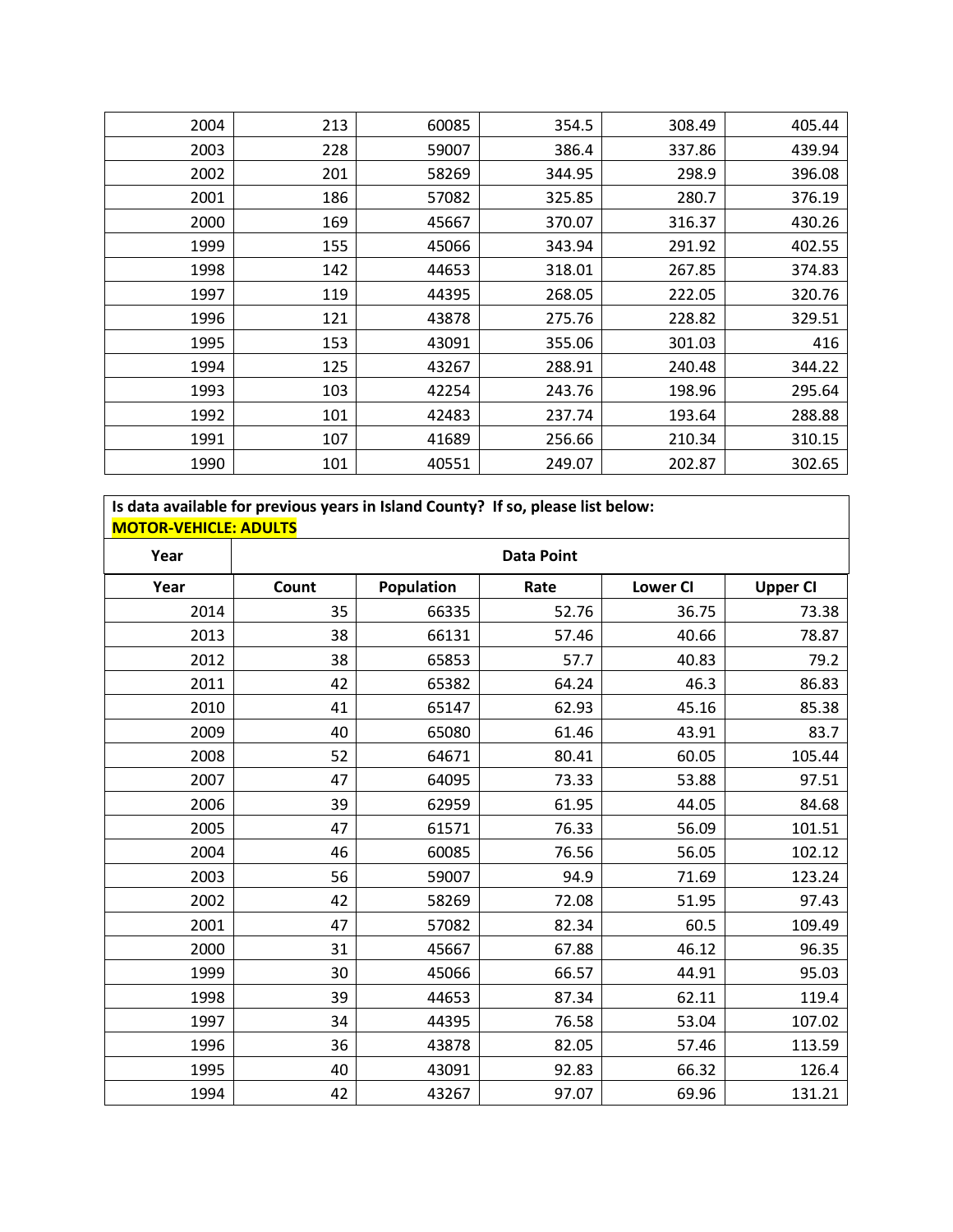| | | | | | |
|---|---|---|---|---|---|
| 2004 | 213 | 60085 | 354.5 | 308.49 | 405.44 |
| 2003 | 228 | 59007 | 386.4 | 337.86 | 439.94 |
| 2002 | 201 | 58269 | 344.95 | 298.9 | 396.08 |
| 2001 | 186 | 57082 | 325.85 | 280.7 | 376.19 |
| 2000 | 169 | 45667 | 370.07 | 316.37 | 430.26 |
| 1999 | 155 | 45066 | 343.94 | 291.92 | 402.55 |
| 1998 | 142 | 44653 | 318.01 | 267.85 | 374.83 |
| 1997 | 119 | 44395 | 268.05 | 222.05 | 320.76 |
| 1996 | 121 | 43878 | 275.76 | 228.82 | 329.51 |
| 1995 | 153 | 43091 | 355.06 | 301.03 | 416 |
| 1994 | 125 | 43267 | 288.91 | 240.48 | 344.22 |
| 1993 | 103 | 42254 | 243.76 | 198.96 | 295.64 |
| 1992 | 101 | 42483 | 237.74 | 193.64 | 288.88 |
| 1991 | 107 | 41689 | 256.66 | 210.34 | 310.15 |
| 1990 | 101 | 40551 | 249.07 | 202.87 | 302.65 |

**Is data available for previous years in Island County? If so, please list below:**
**MOTOR-VEHICLE: ADULTS**

| Year | Data Point | | | | |
|---|---|---|---|---|---|
| **Year** | **Count** | **Population** | **Rate** | **Lower CI** | **Upper CI** |
| 2014 | 35 | 66335 | 52.76 | 36.75 | 73.38 |
| 2013 | 38 | 66131 | 57.46 | 40.66 | 78.87 |
| 2012 | 38 | 65853 | 57.7 | 40.83 | 79.2 |
| 2011 | 42 | 65382 | 64.24 | 46.3 | 86.83 |
| 2010 | 41 | 65147 | 62.93 | 45.16 | 85.38 |
| 2009 | 40 | 65080 | 61.46 | 43.91 | 83.7 |
| 2008 | 52 | 64671 | 80.41 | 60.05 | 105.44 |
| 2007 | 47 | 64095 | 73.33 | 53.88 | 97.51 |
| 2006 | 39 | 62959 | 61.95 | 44.05 | 84.68 |
| 2005 | 47 | 61571 | 76.33 | 56.09 | 101.51 |
| 2004 | 46 | 60085 | 76.56 | 56.05 | 102.12 |
| 2003 | 56 | 59007 | 94.9 | 71.69 | 123.24 |
| 2002 | 42 | 58269 | 72.08 | 51.95 | 97.43 |
| 2001 | 47 | 57082 | 82.34 | 60.5 | 109.49 |
| 2000 | 31 | 45667 | 67.88 | 46.12 | 96.35 |
| 1999 | 30 | 45066 | 66.57 | 44.91 | 95.03 |
| 1998 | 39 | 44653 | 87.34 | 62.11 | 119.4 |
| 1997 | 34 | 44395 | 76.58 | 53.04 | 107.02 |
| 1996 | 36 | 43878 | 82.05 | 57.46 | 113.59 |
| 1995 | 40 | 43091 | 92.83 | 66.32 | 126.4 |
| 1994 | 42 | 43267 | 97.07 | 69.96 | 131.21 |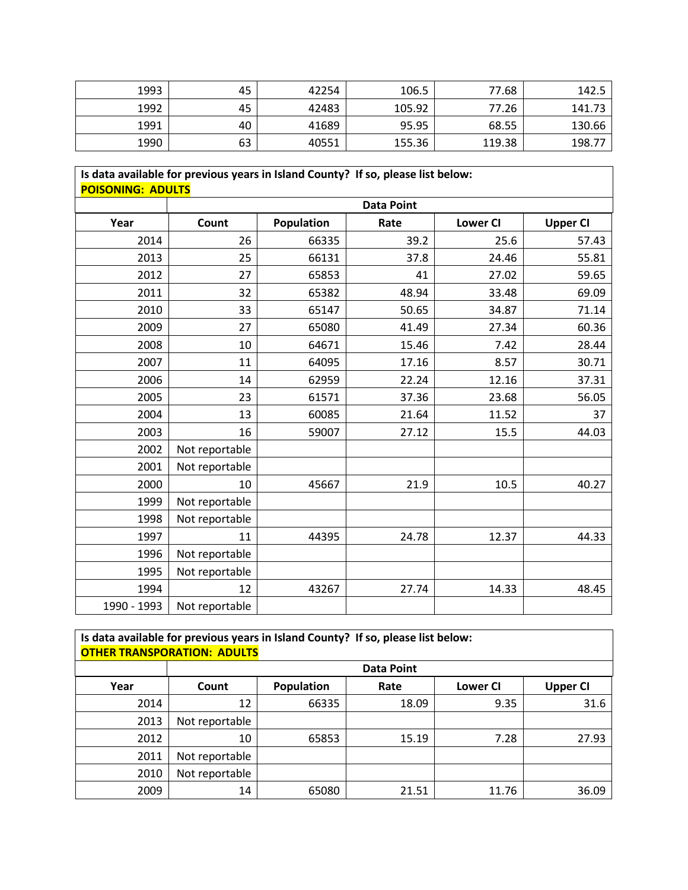| | | | | | |
|---|---|---|---|---|---|
| 1993 | 45 | 42254 | 106.5 | 77.68 | 142.5 |
| 1992 | 45 | 42483 | 105.92 | 77.26 | 141.73 |
| 1991 | 40 | 41689 | 95.95 | 68.55 | 130.66 |
| 1990 | 63 | 40551 | 155.36 | 119.38 | 198.77 |

**Is data available for previous years in Island County? If so, please list below:**
**POISONING: ADULTS**

| | Data Point | | | | |
|---|---|---|---|---|---|
| **Year** | **Count** | **Population** | **Rate** | **Lower CI** | **Upper CI** |
| 2014 | 26 | 66335 | 39.2 | 25.6 | 57.43 |
| 2013 | 25 | 66131 | 37.8 | 24.46 | 55.81 |
| 2012 | 27 | 65853 | 41 | 27.02 | 59.65 |
| 2011 | 32 | 65382 | 48.94 | 33.48 | 69.09 |
| 2010 | 33 | 65147 | 50.65 | 34.87 | 71.14 |
| 2009 | 27 | 65080 | 41.49 | 27.34 | 60.36 |
| 2008 | 10 | 64671 | 15.46 | 7.42 | 28.44 |
| 2007 | 11 | 64095 | 17.16 | 8.57 | 30.71 |
| 2006 | 14 | 62959 | 22.24 | 12.16 | 37.31 |
| 2005 | 23 | 61571 | 37.36 | 23.68 | 56.05 |
| 2004 | 13 | 60085 | 21.64 | 11.52 | 37 |
| 2003 | 16 | 59007 | 27.12 | 15.5 | 44.03 |
| 2002 | Not reportable | | | | |
| 2001 | Not reportable | | | | |
| 2000 | 10 | 45667 | 21.9 | 10.5 | 40.27 |
| 1999 | Not reportable | | | | |
| 1998 | Not reportable | | | | |
| 1997 | 11 | 44395 | 24.78 | 12.37 | 44.33 |
| 1996 | Not reportable | | | | |
| 1995 | Not reportable | | | | |
| 1994 | 12 | 43267 | 27.74 | 14.33 | 48.45 |
| 1990 - 1993 | Not reportable | | | | |

**Is data available for previous years in Island County? If so, please list below:**
**OTHER TRANSPORATION: ADULTS**

| | Data Point | | | | |
|---|---|---|---|---|---|
| **Year** | **Count** | **Population** | **Rate** | **Lower CI** | **Upper CI** |
| 2014 | 12 | 66335 | 18.09 | 9.35 | 31.6 |
| 2013 | Not reportable | | | | |
| 2012 | 10 | 65853 | 15.19 | 7.28 | 27.93 |
| 2011 | Not reportable | | | | |
| 2010 | Not reportable | | | | |
| 2009 | 14 | 65080 | 21.51 | 11.76 | 36.09 |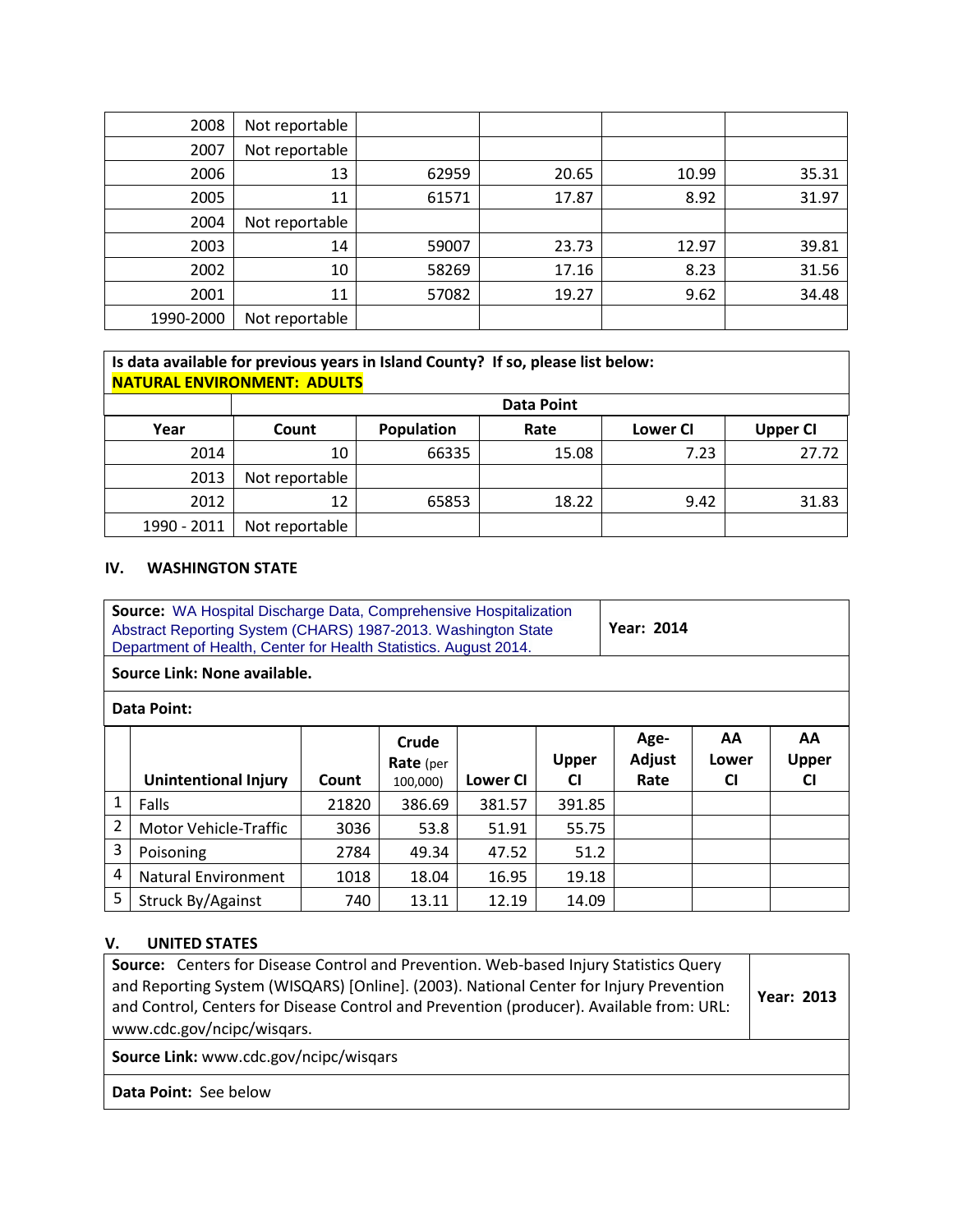| | | | | | |
|---|---|---|---|---|---|
| 2008 | Not reportable | | | | |
| 2007 | Not reportable | | | | |
| 2006 | 13 | 62959 | 20.65 | 10.99 | 35.31 |
| 2005 | 11 | 61571 | 17.87 | 8.92 | 31.97 |
| 2004 | Not reportable | | | | |
| 2003 | 14 | 59007 | 23.73 | 12.97 | 39.81 |
| 2002 | 10 | 58269 | 17.16 | 8.23 | 31.56 |
| 2001 | 11 | 57082 | 19.27 | 9.62 | 34.48 |
| 1990-2000 | Not reportable | | | | |

**Is data available for previous years in Island County? If so, please list below:**
**NATURAL ENVIRONMENT: ADULTS**

| | Data Point | | | | |
|---|---|---|---|---|---|
| **Year** | **Count** | **Population** | **Rate** | **Lower CI** | **Upper CI** |
| 2014 | 10 | 66335 | 15.08 | 7.23 | 27.72 |
| 2013 | Not reportable | | | | |
| 2012 | 12 | 65853 | 18.22 | 9.42 | 31.83 |
| 1990 - 2011 | Not reportable | | | | |

## IV. WASHINGTON STATE

**Source:** WA Hospital Discharge Data, Comprehensive Hospitalization Abstract Reporting System (CHARS) 1987-2013. Washington State Department of Health, Center for Health Statistics. August 2014.

**Year: 2014**

**Source Link: None available.**

**Data Point:**

| | Unintentional Injury | Count | Crude Rate (per 100,000) | Lower CI | Upper CI | Age-Adjust Rate | AA Lower CI | AA Upper CI |
|---|---|---|---|---|---|---|---|---|
| 1 | Falls | 21820 | 386.69 | 381.57 | 391.85 | | | |
| 2 | Motor Vehicle-Traffic | 3036 | 53.8 | 51.91 | 55.75 | | | |
| 3 | Poisoning | 2784 | 49.34 | 47.52 | 51.2 | | | |
| 4 | Natural Environment | 1018 | 18.04 | 16.95 | 19.18 | | | |
| 5 | Struck By/Against | 740 | 13.11 | 12.19 | 14.09 | | | |

## V. UNITED STATES

**Source:** Centers for Disease Control and Prevention. Web-based Injury Statistics Query and Reporting System (WISQARS) [Online]. (2003). National Center for Injury Prevention and Control, Centers for Disease Control and Prevention (producer). Available from: URL: www.cdc.gov/ncipc/wisqars.

**Year: 2013**

**Source Link:** www.cdc.gov/ncipc/wisqars

**Data Point:** See below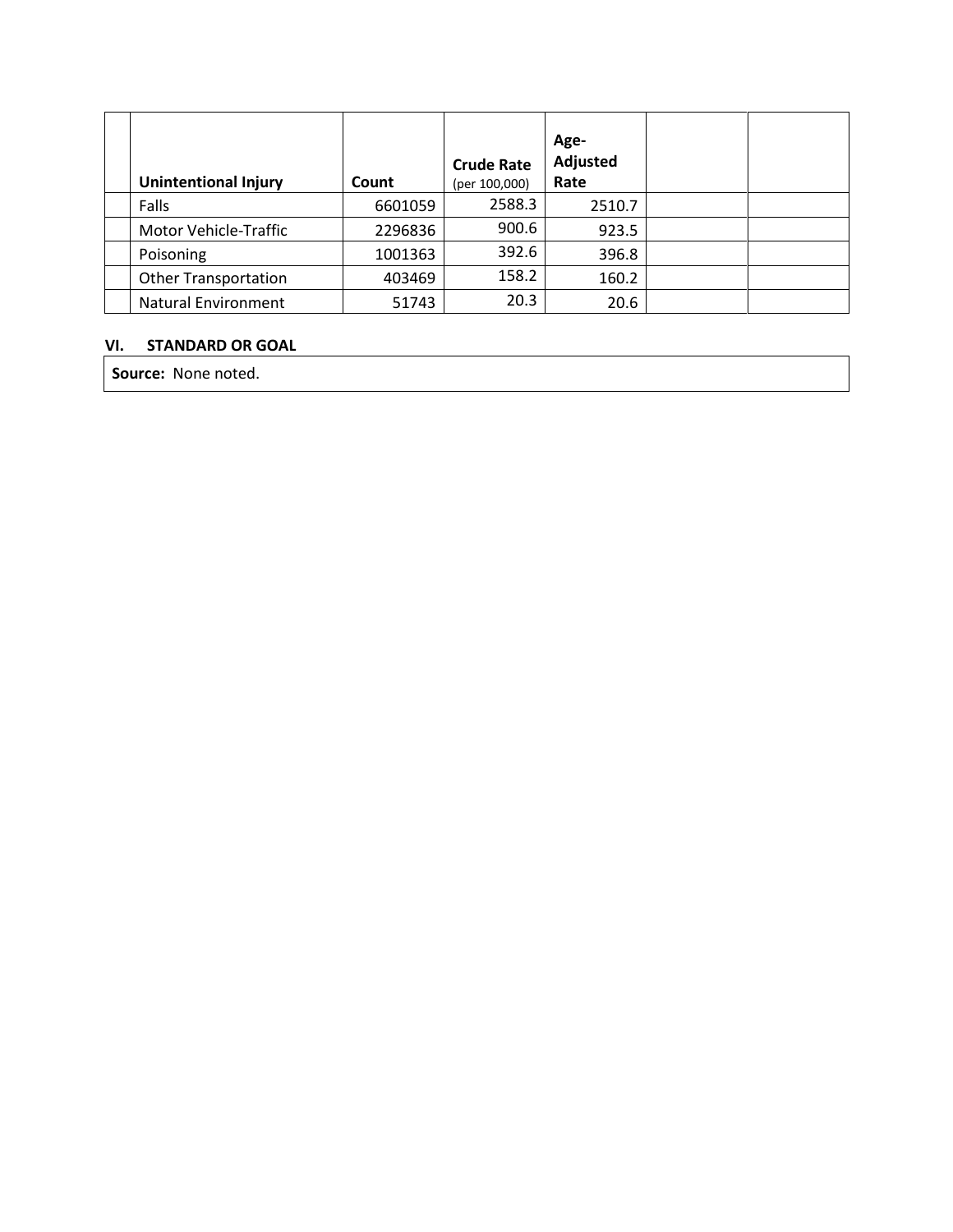| | Unintentional Injury | Count | Crude Rate (per 100,000) | Age-Adjusted Rate | | |
|---|---|---|---|---|---|---|
| | Falls | 6601059 | 2588.3 | 2510.7 | | |
| | Motor Vehicle-Traffic | 2296836 | 900.6 | 923.5 | | |
| | Poisoning | 1001363 | 392.6 | 396.8 | | |
| | Other Transportation | 403469 | 158.2 | 160.2 | | |
| | Natural Environment | 51743 | 20.3 | 20.6 | | |

## VI. STANDARD OR GOAL

**Source:** None noted.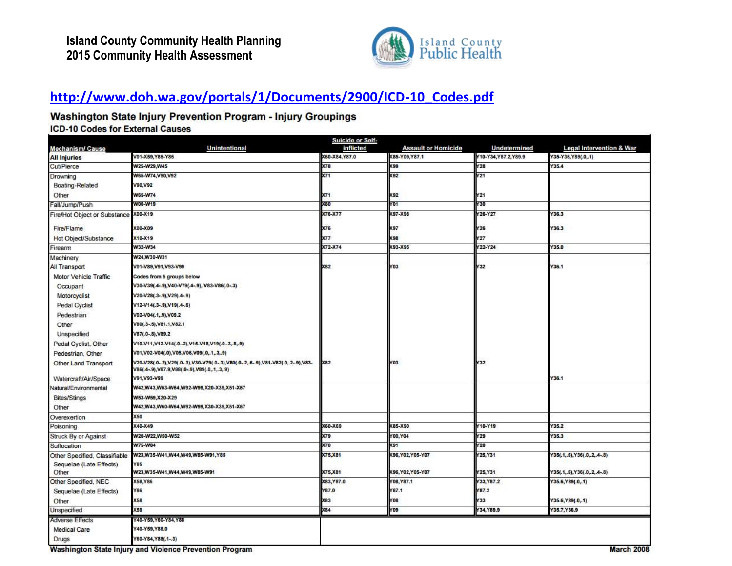**Island County Community Health Planning**
**2015 Community Health Assessment**

Island County Public Health

http://www.doh.wa.gov/portals/1/Documents/2900/ICD-10_Codes.pdf

## Washington State Injury Prevention Program - Injury Groupings

### ICD-10 Codes for External Causes

| Mechanism/ Cause | Unintentional | Suicide or Self-inflicted | Assault or Homicide | Undetermined | Legal Intervention & War |
|---|---|---|---|---|---|
| **All Injuries** | V01-X59,Y85-Y86 | X60-X84,Y87.0 | X85-Y09,Y87.1 | Y10-Y34,Y87.2,Y89.9 | Y35-Y36,Y89(.0,.1) |
| Cut/Pierce | W25-W29,W45 | X78 | X99 | Y28 | Y35.4 |
| Drowning | W65-W74,V90,V92 | X71 | X92 | Y21 | |
| Boating-Related | V90,V92 | | | | |
| Other | W65-W74 | X71 | X92 | Y21 | |
| Fall/Jump/Push | W00-W19 | X80 | Y01 | Y30 | |
| Fire/Hot Object or Substance | X00-X19 | X76-X77 | X97-X98 | Y26-Y27 | Y36.3 |
| Fire/Flame | X00-X09 | X76 | X97 | Y26 | Y36.3 |
| Hot Object/Substance | X10-X19 | X77 | X98 | Y27 | |
| Firearm | W32-W34 | X72-X74 | X93-X95 | Y22-Y24 | Y35.0 |
| Machinery | W24,W30-W31 | | | | |
| All Transport | V01-V89,V91,V93-V99 | X82 | Y03 | Y32 | Y36.1 |
| Motor Vehicle Traffic | Codes from 5 groups below | | | | |
| Occupant | V30-V39(.4-.9),V40-V79(.4-.9), V83-V86(.0-.3) | | | | |
| Motorcyclist | V20-V28(.3-.9),V29(.4-.9) | | | | |
| Pedal Cyclist | V12-V14(.3-.9),V19(.4-.6) | | | | |
| Pedestrian | V02-V04(.1,.9),V09.2 | | | | |
| Other | V80(.3-.5),V81.1,V82.1 | | | | |
| Unspecified | V87(.0-.8),V89.2 | | | | |
| Pedal Cyclist, Other | V10-V11,V12-V14(.0-.2),V15-V18,V19(.0-.3,.8,.9) | | | | |
| Pedestrian, Other | V01,V02-V04(.0),V05,V06,V09(.0,.1,.3,.9) | | | | |
| Other Land Transport | V20-V28(.0-.2),V29(.0-.3),V30-V79(.0-.3),V80(.0-.2,.6-.9),V81-V82(.0,.2-.9),V83-V86(.4-.9),V87.9,V88(.0-.9),V89(.0,.1,.3,.9) | X82 | Y03 | Y32 | |
| Watercraft/Air/Space | V91,V93-V99 | | | | Y36.1 |
| Natural/Environmental | W42,W43,W53-W64,W92-W99,X20-X39,X51-X57 | | | | |
| Bites/Stings | W53-W59,X20-X29 | | | | |
| Other | W42,W43,W60-W64,W92-W99,X30-X39,X51-X57 | | | | |
| Overexertion | X50 | | | | |
| Poisoning | X40-X49 | X60-X69 | X85-X90 | Y10-Y19 | Y35.2 |
| Struck By or Against | W20-W22,W50-W52 | X79 | Y00,Y04 | Y29 | Y35.3 |
| Suffocation | W75-W84 | X70 | X91 | Y20 | |
| Other Specified, Classifiable | W23,W35-W41,W44,W49,W85-W91,Y85 | X75,X81 | X96,Y02,Y05-Y07 | Y25,Y31 | Y35(.1,.5),Y36(.0,.2,.4-.8) |
| Sequelae (Late Effects) | Y85 | | | | |
| Other | W23,W35-W41,W44,W49,W85-W91 | X75,X81 | X96,Y02,Y05-Y07 | Y25,Y31 | Y35(.1,.5),Y36(.0,.2,.4-.8) |
| Other Specified, NEC | X58,Y86 | X83,Y87.0 | Y08,Y87.1 | Y33,Y87.2 | Y35.6,Y89(.0,.1) |
| Sequelae (Late Effects) | Y86 | Y87.0 | Y87.1 | Y87.2 | |
| Other | X58 | X83 | Y08 | Y33 | Y35.6,Y89(.0,.1) |
| Unspecified | X59 | X84 | Y09 | Y34,Y89.9 | Y35.7,Y36.9 |
| Adverse Effects | Y40-Y59,Y60-Y84,Y88 | | | | |
| Medical Care | Y40-Y59,Y88.0 | | | | |
| Drugs | Y60-Y84,Y88(.1-.3) | | | | |

Washington State Injury and Violence Prevention Program — March 2008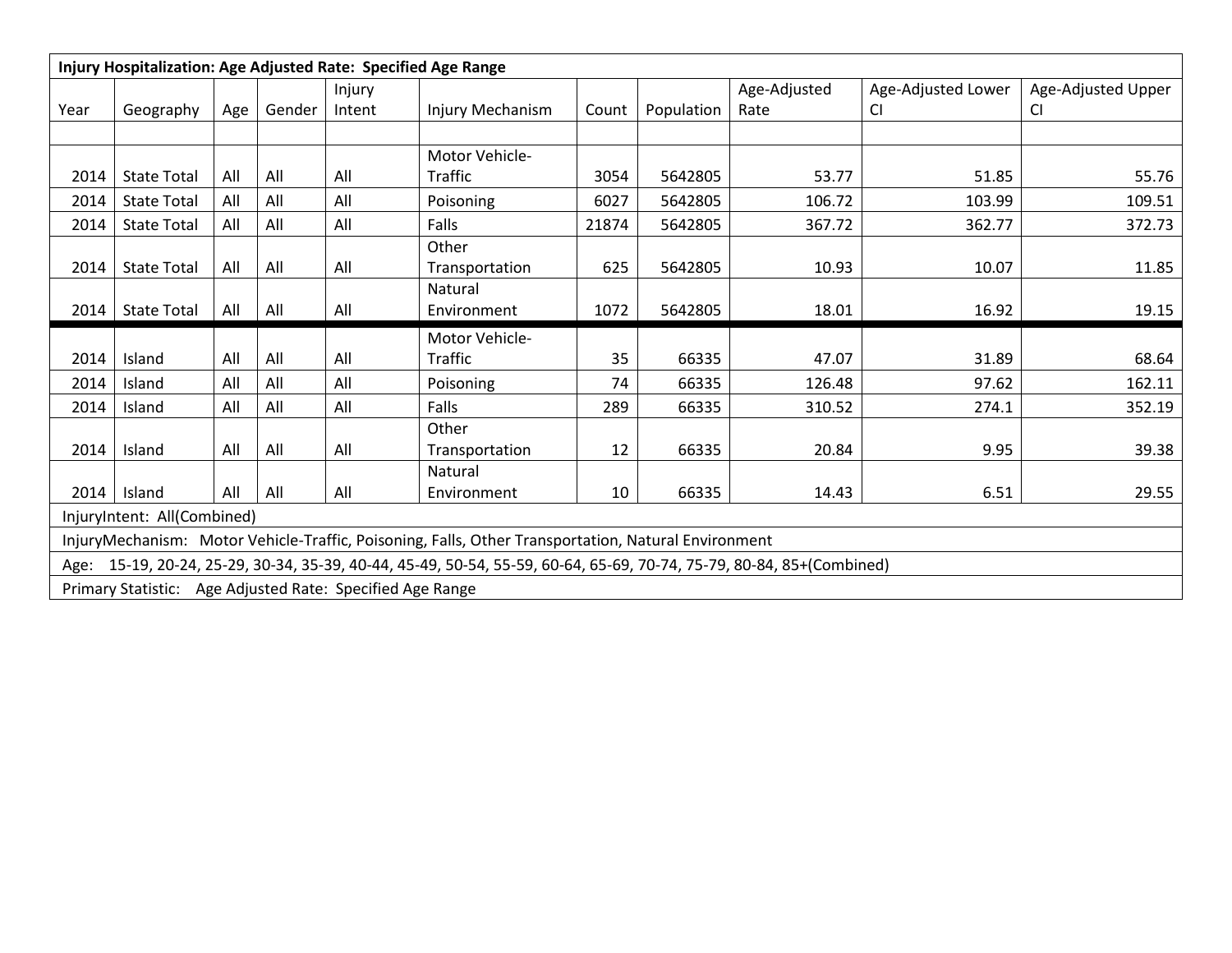**Injury Hospitalization: Age Adjusted Rate: Specified Age Range**

| Year | Geography | Age | Gender | Injury Intent | Injury Mechanism | Count | Population | Age-Adjusted Rate | Age-Adjusted Lower CI | Age-Adjusted Upper CI |
|---|---|---|---|---|---|---|---|---|---|---|
| | | | | | | | | | | |
| 2014 | State Total | All | All | All | Motor Vehicle-Traffic | 3054 | 5642805 | 53.77 | 51.85 | 55.76 |
| 2014 | State Total | All | All | All | Poisoning | 6027 | 5642805 | 106.72 | 103.99 | 109.51 |
| 2014 | State Total | All | All | All | Falls | 21874 | 5642805 | 367.72 | 362.77 | 372.73 |
| 2014 | State Total | All | All | All | Other Transportation | 625 | 5642805 | 10.93 | 10.07 | 11.85 |
| 2014 | State Total | All | All | All | Natural Environment | 1072 | 5642805 | 18.01 | 16.92 | 19.15 |
| 2014 | Island | All | All | All | Motor Vehicle-Traffic | 35 | 66335 | 47.07 | 31.89 | 68.64 |
| 2014 | Island | All | All | All | Poisoning | 74 | 66335 | 126.48 | 97.62 | 162.11 |
| 2014 | Island | All | All | All | Falls | 289 | 66335 | 310.52 | 274.1 | 352.19 |
| 2014 | Island | All | All | All | Other Transportation | 12 | 66335 | 20.84 | 9.95 | 39.38 |
| 2014 | Island | All | All | All | Natural Environment | 10 | 66335 | 14.43 | 6.51 | 29.55 |

InjuryIntent: All(Combined)

InjuryMechanism: Motor Vehicle-Traffic, Poisoning, Falls, Other Transportation, Natural Environment

Age: 15-19, 20-24, 25-29, 30-34, 35-39, 40-44, 45-49, 50-54, 55-59, 60-64, 65-69, 70-74, 75-79, 80-84, 85+(Combined)

Primary Statistic: Age Adjusted Rate: Specified Age Range